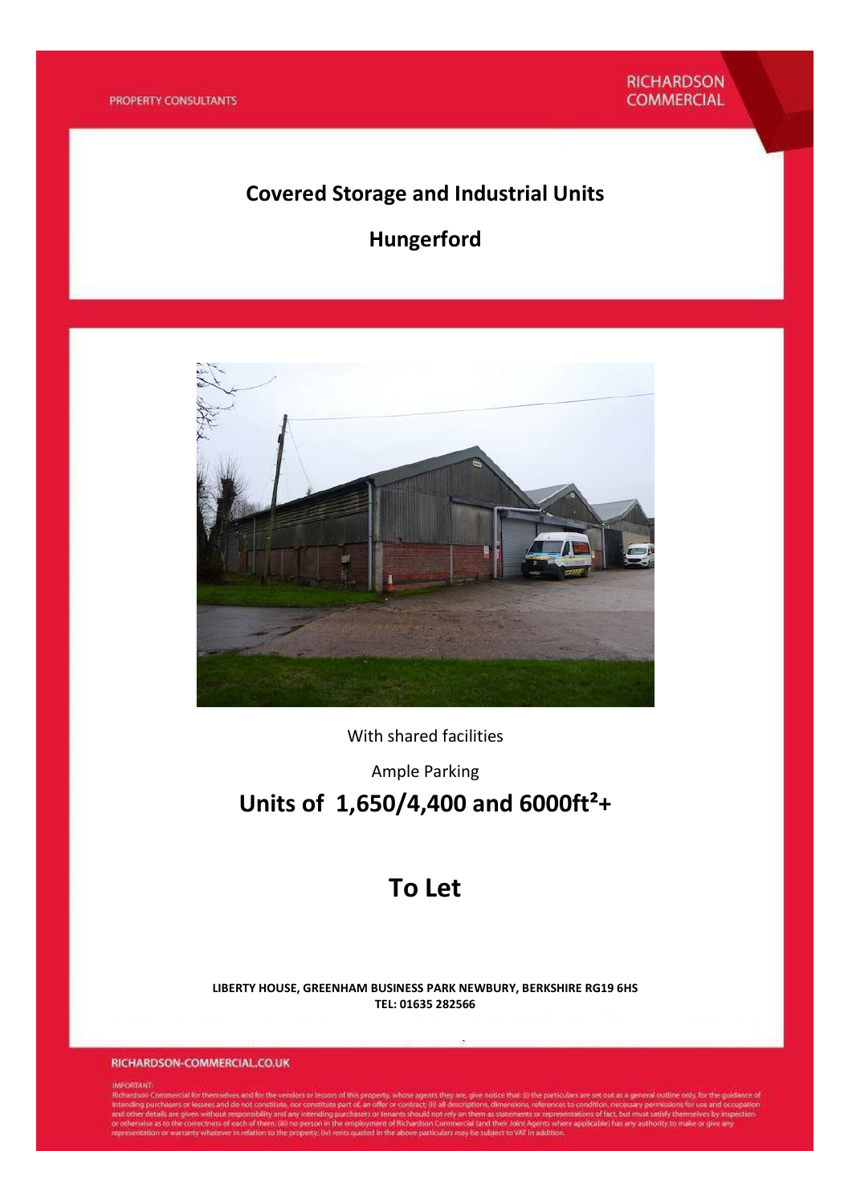PROPERTY CONSULTANTS

RICHARDSON COMMERCIAL

# Covered Storage and Industrial Units

## Hungerford

With shared facilities

Ample Parking

## Units of 1,650/4,400 and 6000ft²+

# To Let

**LIBERTY HOUSE, GREENHAM BUSINESS PARK NEWBURY, BERKSHIRE RG19 6HS**
**TEL: 01635 282566**

RICHARDSON-COMMERCIAL.CO.UK

IMPORTANT:
Richardson Commercial for themselves and for the vendors or lessors of this property, whose agents they are, give notice that: (i) the particulars are set out as a general outline only, for the guidance of intending purchasers or lessees and do not constitute, nor constitute part of, an offer or contract; (ii) all descriptions, dimensions, references to condition, necessary permissions for use and occupation and other details are given without responsibility and any intending purchasers or tenants should not rely on them as statements or representations of fact, but must satisfy themselves by inspection or otherwise as to the correctness of each of them; (iii) no person in the employment of Richardson Commercial (and their Joint Agents where applicable) has any authority to make or give any representation or warranty whatever in relation to the property; (iv) rents quoted in the above particulars may be subject to VAT in addition.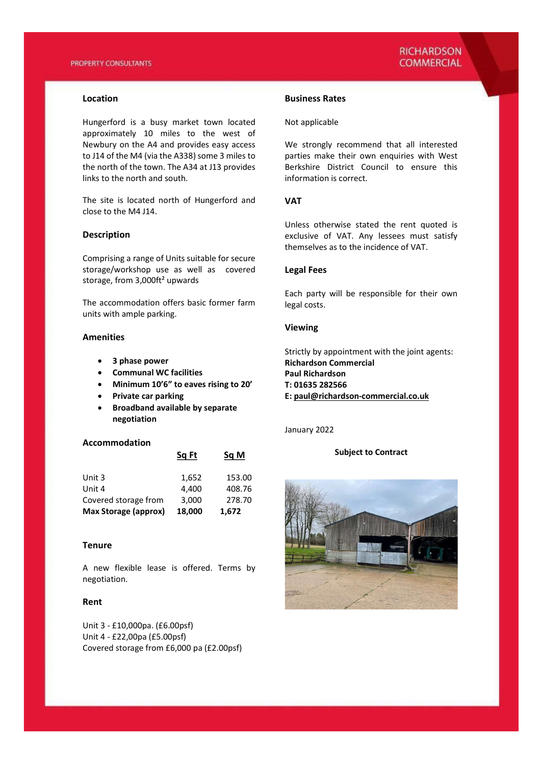## Location

Hungerford is a busy market town located approximately 10 miles to the west of Newbury on the A4 and provides easy access to J14 of the M4 (via the A338) some 3 miles to the north of the town. The A34 at J13 provides links to the north and south.

The site is located north of Hungerford and close to the M4 J14.

## Description

Comprising a range of Units suitable for secure storage/workshop use as well as covered storage, from 3,000ft² upwards

The accommodation offers basic former farm units with ample parking.

## Amenities

- **3 phase power**
- **Communal WC facilities**
- **Minimum 10'6" to eaves rising to 20'**
- **Private car parking**
- **Broadband available by separate negotiation**

## Accommodation

| | Sq Ft | Sq M |
|---|---|---|
| Unit 3 | 1,652 | 153.00 |
| Unit 4 | 4,400 | 408.76 |
| Covered storage from | 3,000 | 278.70 |
| **Max Storage (approx)** | **18,000** | **1,672** |

## Tenure

A new flexible lease is offered. Terms by negotiation.

## Rent

Unit 3 - £10,000pa. (£6.00psf)
Unit 4 - £22,00pa (£5.00psf)
Covered storage from £6,000 pa (£2.00psf)

## Business Rates

Not applicable

We strongly recommend that all interested parties make their own enquiries with West Berkshire District Council to ensure this information is correct.

## VAT

Unless otherwise stated the rent quoted is exclusive of VAT. Any lessees must satisfy themselves as to the incidence of VAT.

## Legal Fees

Each party will be responsible for their own legal costs.

## Viewing

Strictly by appointment with the joint agents:
**Richardson Commercial**
**Paul Richardson**
**T: 01635 282566**
**E: paul@richardson-commercial.co.uk**

January 2022

**Subject to Contract**